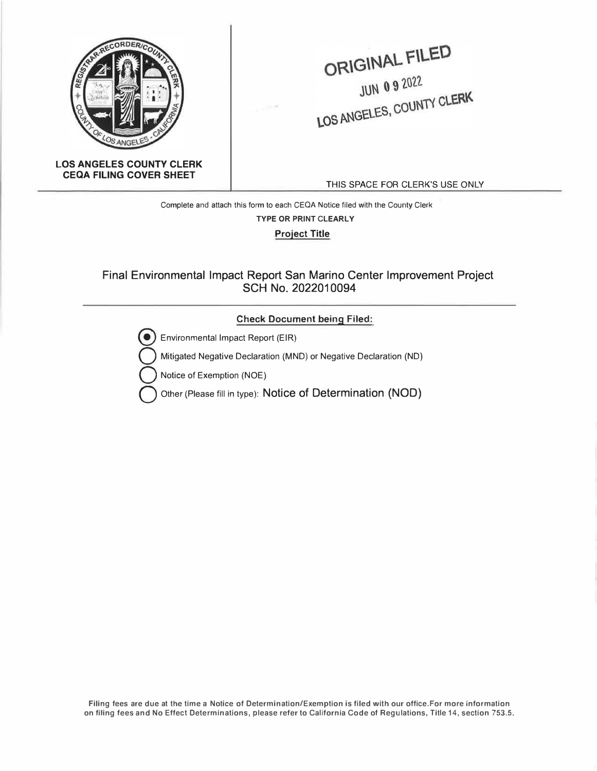**LOS ANGELES COUNTY CLERK**
**CEQA FILING COVER SHEET**

ORIGINAL FILED
JUN 09 2022
LOS ANGELES, COUNTY CLERK

THIS SPACE FOR CLERK'S USE ONLY

Complete and attach this form to each CEQA Notice filed with the County Clerk

**TYPE OR PRINT CLEARLY**

**Project Title**

Final Environmental Impact Report San Marino Center Improvement Project
SCH No. 2022010094

**Check Document being Filed:**

- (●) Environmental Impact Report (EIR)
- ( ) Mitigated Negative Declaration (MND) or Negative Declaration (ND)
- ( ) Notice of Exemption (NOE)
- ( ) Other (Please fill in type): Notice of Determination (NOD)

**Filing fees are due at the time a Notice of Determination/Exemption is filed with our office.For more information on filing fees and No Effect Determinations, please refer to California Code of Regulations, Title 14, section 753.5.**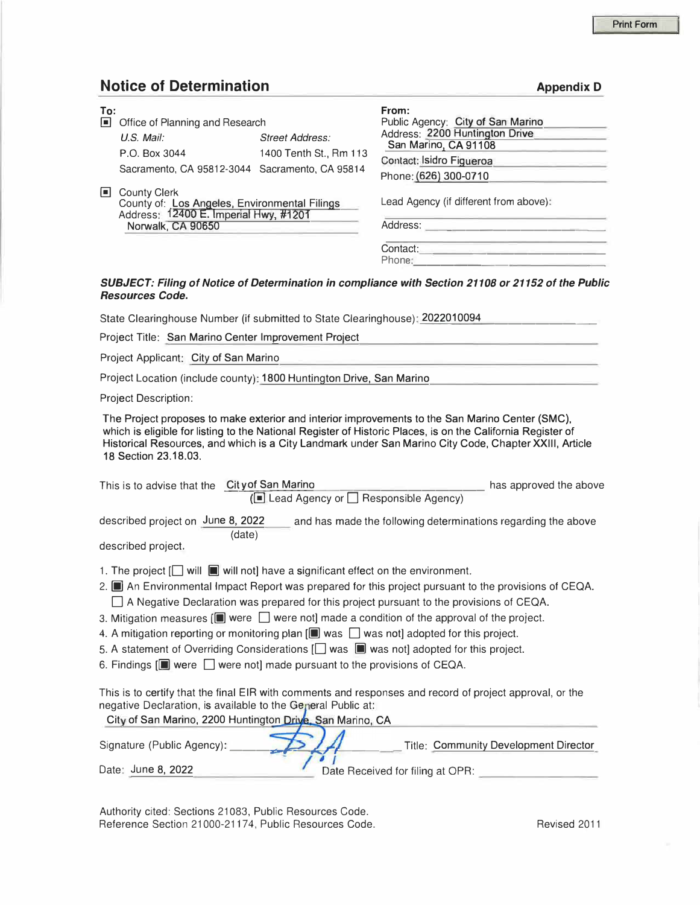Print Form

## Notice of Determination

**Appendix D**

**To:**

[■] Office of Planning and Research

*U.S. Mail:* P.O. Box 3044, Sacramento, CA 95812-3044

*Street Address:* 1400 Tenth St., Rm 113, Sacramento, CA 95814

[■] County Clerk
County of: Los Angeles, Environmental Filings
Address: 12400 E. Imperial Hwy, #1201
Norwalk, CA 90650

**From:**

Public Agency: City of San Marino
Address: 2200 Huntington Drive
San Marino, CA 91108
Contact: Isidro Figueroa
Phone: (626) 300-0710

Lead Agency (if different from above):

Address:

Contact:
Phone:

***SUBJECT: Filing of Notice of Determination in compliance with Section 21108 or 21152 of the Public Resources Code.***

State Clearinghouse Number (if submitted to State Clearinghouse): 2022010094

Project Title: San Marino Center Improvement Project

Project Applicant: City of San Marino

Project Location (include county): 1800 Huntington Drive, San Marino

Project Description:

The Project proposes to make exterior and interior improvements to the San Marino Center (SMC), which is eligible for listing to the National Register of Historic Places, is on the California Register of Historical Resources, and which is a City Landmark under San Marino City Code, Chapter XXIII, Article 18 Section 23.18.03.

This is to advise that the City of San Marino ([■] Lead Agency or [ ] Responsible Agency) has approved the above described project on June 8, 2022 (date) and has made the following determinations regarding the above described project.

1. The project [[ ] will [■] will not] have a significant effect on the environment.
2. [■] An Environmental Impact Report was prepared for this project pursuant to the provisions of CEQA.
   [ ] A Negative Declaration was prepared for this project pursuant to the provisions of CEQA.
3. Mitigation measures [[■] were [ ] were not] made a condition of the approval of the project.
4. A mitigation reporting or monitoring plan [[■] was [ ] was not] adopted for this project.
5. A statement of Overriding Considerations [[ ] was [■] was not] adopted for this project.
6. Findings [[■] were [ ] were not] made pursuant to the provisions of CEQA.

This is to certify that the final EIR with comments and responses and record of project approval, or the negative Declaration, is available to the General Public at:
City of San Marino, 2200 Huntington Drive, San Marino, CA

Signature (Public Agency): [signature] Title: Community Development Director

Date: June 8, 2022 Date Received for filing at OPR:

Authority cited: Sections 21083, Public Resources Code.
Reference Section 21000-21174, Public Resources Code.

Revised 2011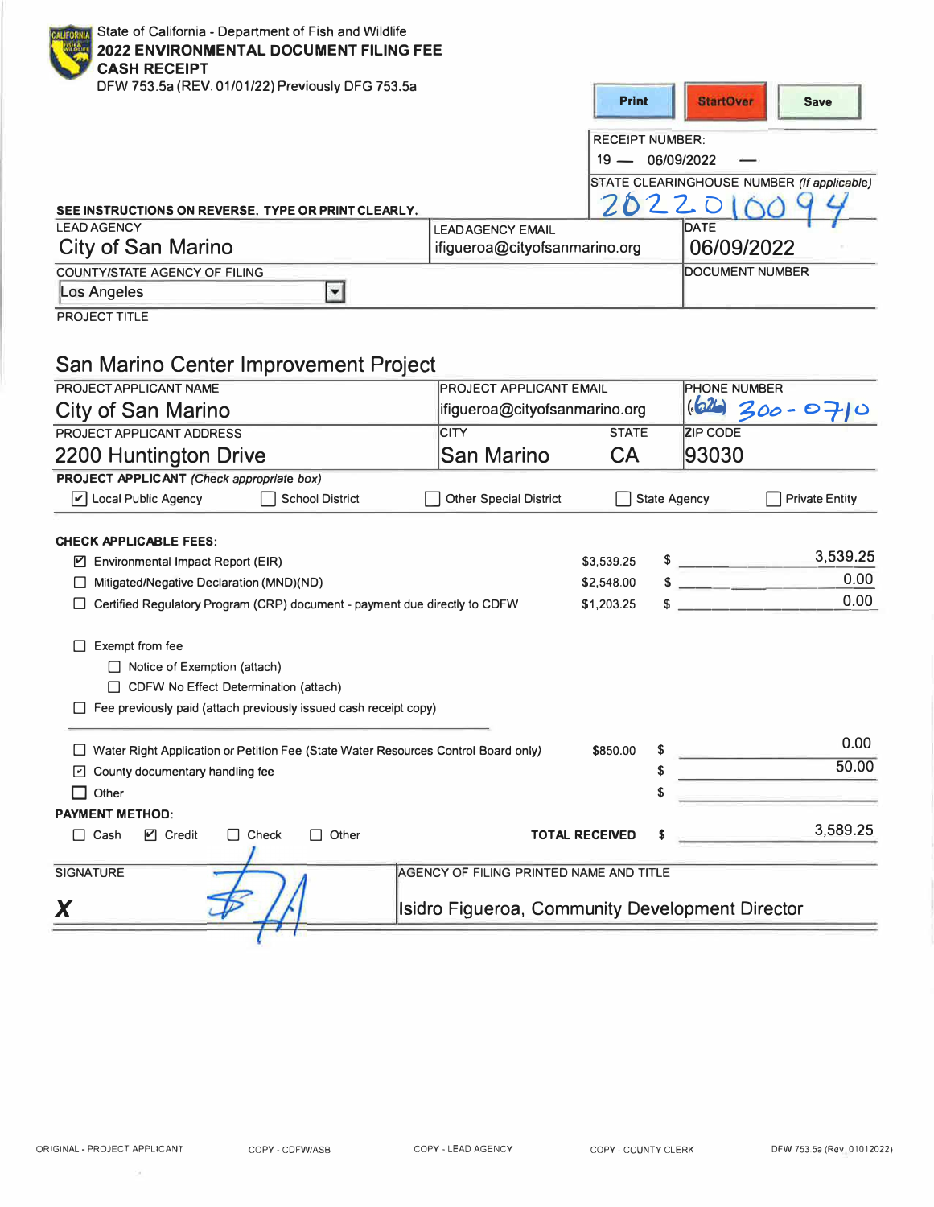State of California - Department of Fish and Wildlife

**2022 ENVIRONMENTAL DOCUMENT FILING FEE**
**CASH RECEIPT**

DFW 753.5a (REV. 01/01/22) Previously DFG 753.5a

RECEIPT NUMBER:
19 — 06/09/2022 —

STATE CLEARINGHOUSE NUMBER (If applicable)
2022010094

**SEE INSTRUCTIONS ON REVERSE. TYPE OR PRINT CLEARLY.**

| LEAD AGENCY | LEAD AGENCY EMAIL | DATE |
|---|---|---|
| City of San Marino | ifigueroa@cityofsanmarino.org | 06/09/2022 |

| COUNTY/STATE AGENCY OF FILING | DOCUMENT NUMBER |
|---|---|
| Los Angeles | |

PROJECT TITLE

San Marino Center Improvement Project

| PROJECT APPLICANT NAME | PROJECT APPLICANT EMAIL | | PHONE NUMBER |
|---|---|---|---|
| City of San Marino | ifigueroa@cityofsanmarino.org | | (626) 300-0710 |
| **PROJECT APPLICANT ADDRESS** | **CITY** | **STATE** | **ZIP CODE** |
| 2200 Huntington Drive | San Marino | CA | 93030 |

**PROJECT APPLICANT** *(Check appropriate box)*

☑ Local Public Agency ☐ School District ☐ Other Special District ☐ State Agency ☐ Private Entity

**CHECK APPLICABLE FEES:**

| | | | |
|---|---|---|---|
| ☑ Environmental Impact Report (EIR) | $3,539.25 | $ | 3,539.25 |
| ☐ Mitigated/Negative Declaration (MND)(ND) | $2,548.00 | $ | 0.00 |
| ☐ Certified Regulatory Program (CRP) document - payment due directly to CDFW | $1,203.25 | $ | 0.00 |

☐ Exempt from fee
- ☐ Notice of Exemption (attach)
- ☐ CDFW No Effect Determination (attach)

☐ Fee previously paid (attach previously issued cash receipt copy)

| | | | |
|---|---|---|---|
| ☐ Water Right Application or Petition Fee (State Water Resources Control Board only) | $850.00 | $ | 0.00 |
| ☑ County documentary handling fee | | $ | 50.00 |
| ☐ Other | | $ | |

**PAYMENT METHOD:**

☐ Cash ☑ Credit ☐ Check ☐ Other **TOTAL RECEIVED** $ 3,589.25

| SIGNATURE | AGENCY OF FILING PRINTED NAME AND TITLE |
|---|---|
| X [signature] | Isidro Figueroa, Community Development Director |

ORIGINAL - PROJECT APPLICANT COPY - CDFW/ASB COPY - LEAD AGENCY COPY - COUNTY CLERK DFW 753.5a (Rev. 01012022)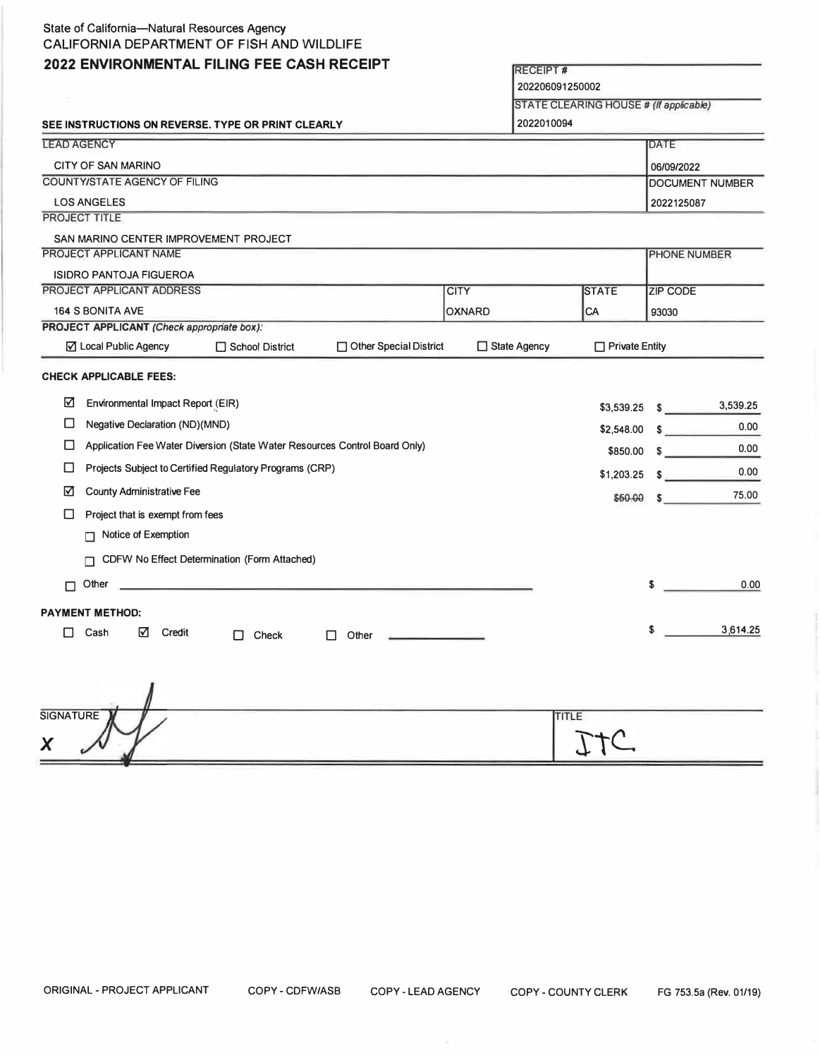State of California—Natural Resources Agency
CALIFORNIA DEPARTMENT OF FISH AND WILDLIFE

# 2022 ENVIRONMENTAL FILING FEE CASH RECEIPT

| | |
|---|---|
| RECEIPT # | 202206091250002 |
| STATE CLEARING HOUSE # (If applicable) | 2022010094 |

**SEE INSTRUCTIONS ON REVERSE. TYPE OR PRINT CLEARLY**

| | | | |
|---|---|---|---|
| LEAD AGENCY: CITY OF SAN MARINO | | | DATE: 06/09/2022 |
| COUNTY/STATE AGENCY OF FILING: LOS ANGELES | | | DOCUMENT NUMBER: 2022125087 |
| PROJECT TITLE: SAN MARINO CENTER IMPROVEMENT PROJECT | | | |
| PROJECT APPLICANT NAME: ISIDRO PANTOJA FIGUEROA | | | PHONE NUMBER: |
| PROJECT APPLICANT ADDRESS: 164 S BONITA AVE | CITY: OXNARD | STATE: CA | ZIP CODE: 93030 |

**PROJECT APPLICANT** *(Check appropriate box):*

☑ Local Public Agency ☐ School District ☐ Other Special District ☐ State Agency ☐ Private Entity

**CHECK APPLICABLE FEES:**

| | | | |
|---|---|---|---|
| ☑ | Environmental Impact Report (EIR) | $3,539.25 | $ 3,539.25 |
| ☐ | Negative Declaration (ND)(MND) | $2,548.00 | $ 0.00 |
| ☐ | Application Fee Water Diversion (State Water Resources Control Board Only) | $850.00 | $ 0.00 |
| ☐ | Projects Subject to Certified Regulatory Programs (CRP) | $1,203.25 | $ 0.00 |
| ☑ | County Administrative Fee | ~~$50.00~~ | $ 75.00 |
| ☐ | Project that is exempt from fees | | |
| | ☐ Notice of Exemption | | |
| | ☐ CDFW No Effect Determination (Form Attached) | | |
| ☐ | Other | | $ 0.00 |

**PAYMENT METHOD:**

☐ Cash ☑ Credit ☐ Check ☐ Other

$ 3,614.25

SIGNATURE X

TITLE ITC

ORIGINAL - PROJECT APPLICANT COPY - CDFW/ASB COPY - LEAD AGENCY COPY - COUNTY CLERK FG 753.5a (Rev. 01/19)